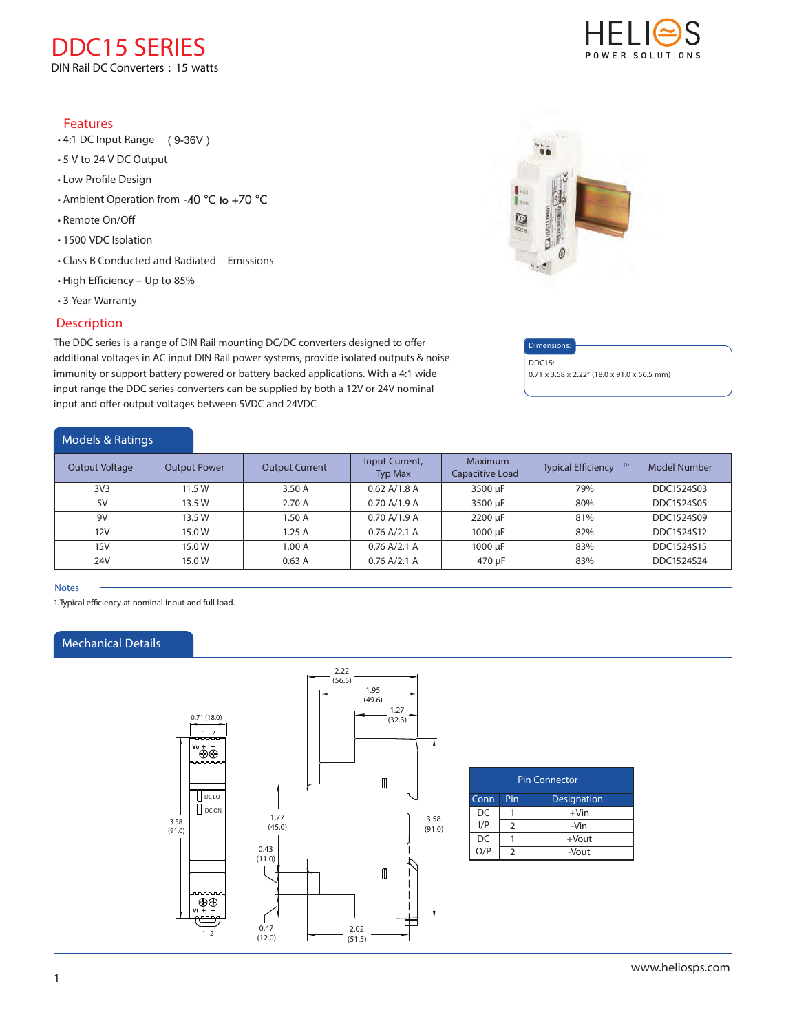# DDC15 SERIES

DIN Rail DC Converters : 15 watts

## Features

- 4:1 DC Input Range ( 9-36V )
- 5 V to 24 V DC Output
- Low Profile Design
- Ambient Operation from -40 °C to +70 °C
- Remote On/Off
- 1500 VDC Isolation
- Class B Conducted and Radiated Emissions
- High Efficiency – Up to 85%
- 3 Year Warranty

## Description

The DDC series is a range of DIN Rail mounting DC/DC converters designed to offer additional voltages in AC input DIN Rail power systems, provide isolated outputs & noise immunity or support battery powered or battery backed applications. With a 4:1 wide input range the DDC series converters can be supplied by both a 12V or 24V nominal input and offer output voltages between 5VDC and 24VDC

**Dimensions:**

DDC15:
0.71 x 3.58 x 2.22" (18.0 x 91.0 x 56.5 mm)

## Models & Ratings

| Output Voltage | Output Power | Output Current | Input Current, Typ Max | Maximum Capacitive Load | Typical Efficiency [1] | Model Number |
|---|---|---|---|---|---|---|
| 3V3 | 11.5 W | 3.50 A | 0.62 A/1.8 A | 3500 µF | 79% | DDC1524S03 |
| 5V | 13.5 W | 2.70 A | 0.70 A/1.9 A | 3500 µF | 80% | DDC1524S05 |
| 9V | 13.5 W | 1.50 A | 0.70 A/1.9 A | 2200 µF | 81% | DDC1524S09 |
| 12V | 15.0 W | 1.25 A | 0.76 A/2.1 A | 1000 µF | 82% | DDC1524S12 |
| 15V | 15.0 W | 1.00 A | 0.76 A/2.1 A | 1000 µF | 83% | DDC1524S15 |
| 24V | 15.0 W | 0.63 A | 0.76 A/2.1 A | 470 µF | 83% | DDC1524S24 |

**Notes**

1. Typical efficiency at nominal input and full load.

## Mechanical Details

0.71 (18.0), 3.58 (91.0), 2.22 (56.5), 1.95 (49.6), 1.27 (32.3), 1.77 (45.0), 0.43 (11.0), 0.47 (12.0), 2.02 (51.5), 3.58 (91.0)

Vo + –, DC LO, DC ON, Vi + –

| Pin Connector | | |
|---|---|---|
| Conn | Pin | Designation |
| DC I/P | 1 | +Vin |
| | 2 | -Vin |
| DC O/P | 1 | +Vout |
| | 2 | -Vout |

www.heliosps.com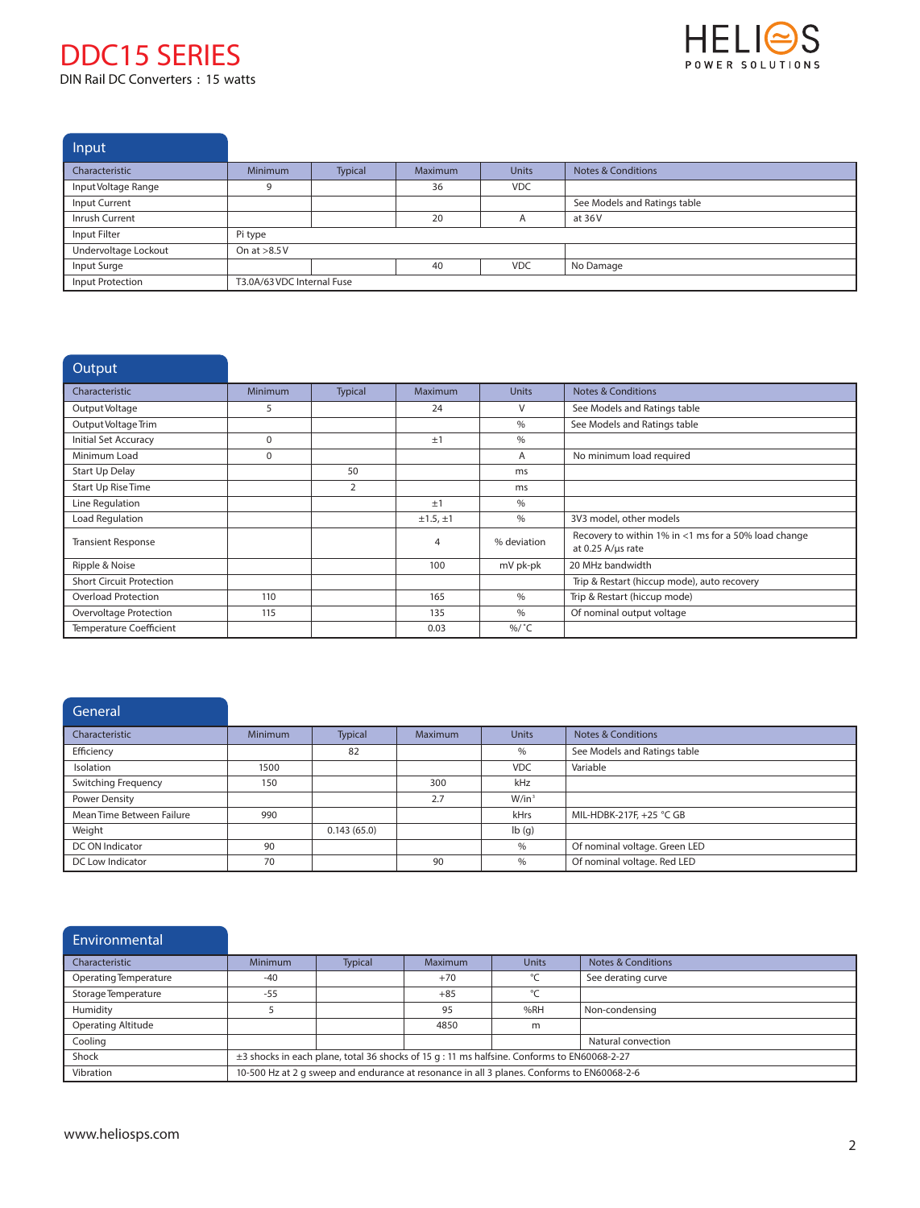# DDC15 SERIES

DIN Rail DC Converters : 15 watts

## Input

| Characteristic | Minimum | Typical | Maximum | Units | Notes & Conditions |
|---|---|---|---|---|---|
| Input Voltage Range | 9 | | 36 | VDC | |
| Input Current | | | | | See Models and Ratings table |
| Inrush Current | | | 20 | A | at 36 V |
| Input Filter | Pi type | | | | |
| Undervoltage Lockout | On at >8.5 V | | | | |
| Input Surge | | | 40 | VDC | No Damage |
| Input Protection | T3.0A/63 VDC Internal Fuse | | | | |

## Output

| Characteristic | Minimum | Typical | Maximum | Units | Notes & Conditions |
|---|---|---|---|---|---|
| Output Voltage | 5 | | 24 | V | See Models and Ratings table |
| Output Voltage Trim | | | | % | See Models and Ratings table |
| Initial Set Accuracy | 0 | | ±1 | % | |
| Minimum Load | 0 | | | A | No minimum load required |
| Start Up Delay | | 50 | | ms | |
| Start Up Rise Time | | 2 | | ms | |
| Line Regulation | | | ±1 | % | |
| Load Regulation | | | ±1.5, ±1 | % | 3V3 model, other models |
| Transient Response | | | 4 | % deviation | Recovery to within 1% in <1 ms for a 50% load change at 0.25 A/μs rate |
| Ripple & Noise | | | 100 | mV pk-pk | 20 MHz bandwidth |
| Short Circuit Protection | | | | | Trip & Restart (hiccup mode), auto recovery |
| Overload Protection | 110 | | 165 | % | Trip & Restart (hiccup mode) |
| Overvoltage Protection | 115 | | 135 | % | Of nominal output voltage |
| Temperature Coefficient | | | 0.03 | %/°C | |

## General

| Characteristic | Minimum | Typical | Maximum | Units | Notes & Conditions |
|---|---|---|---|---|---|
| Efficiency | | 82 | | % | See Models and Ratings table |
| Isolation | 1500 | | | VDC | Variable |
| Switching Frequency | 150 | | 300 | kHz | |
| Power Density | | | 2.7 | W/in³ | |
| Mean Time Between Failure | 990 | | | kHrs | MIL-HDBK-217F, +25 °C GB |
| Weight | | 0.143 (65.0) | | lb (g) | |
| DC ON Indicator | 90 | | | % | Of nominal voltage. Green LED |
| DC Low Indicator | 70 | | 90 | % | Of nominal voltage. Red LED |

## Environmental

| Characteristic | Minimum | Typical | Maximum | Units | Notes & Conditions |
|---|---|---|---|---|---|
| Operating Temperature | -40 | | +70 | °C | See derating curve |
| Storage Temperature | -55 | | +85 | °C | |
| Humidity | 5 | | 95 | %RH | Non-condensing |
| Operating Altitude | | | 4850 | m | |
| Cooling | | | | | Natural convection |
| Shock | ±3 shocks in each plane, total 36 shocks of 15 g : 11 ms halfsine. Conforms to EN60068-2-27 | | | | |
| Vibration | 10-500 Hz at 2 g sweep and endurance at resonance in all 3 planes. Conforms to EN60068-2-6 | | | | |

www.heliosps.com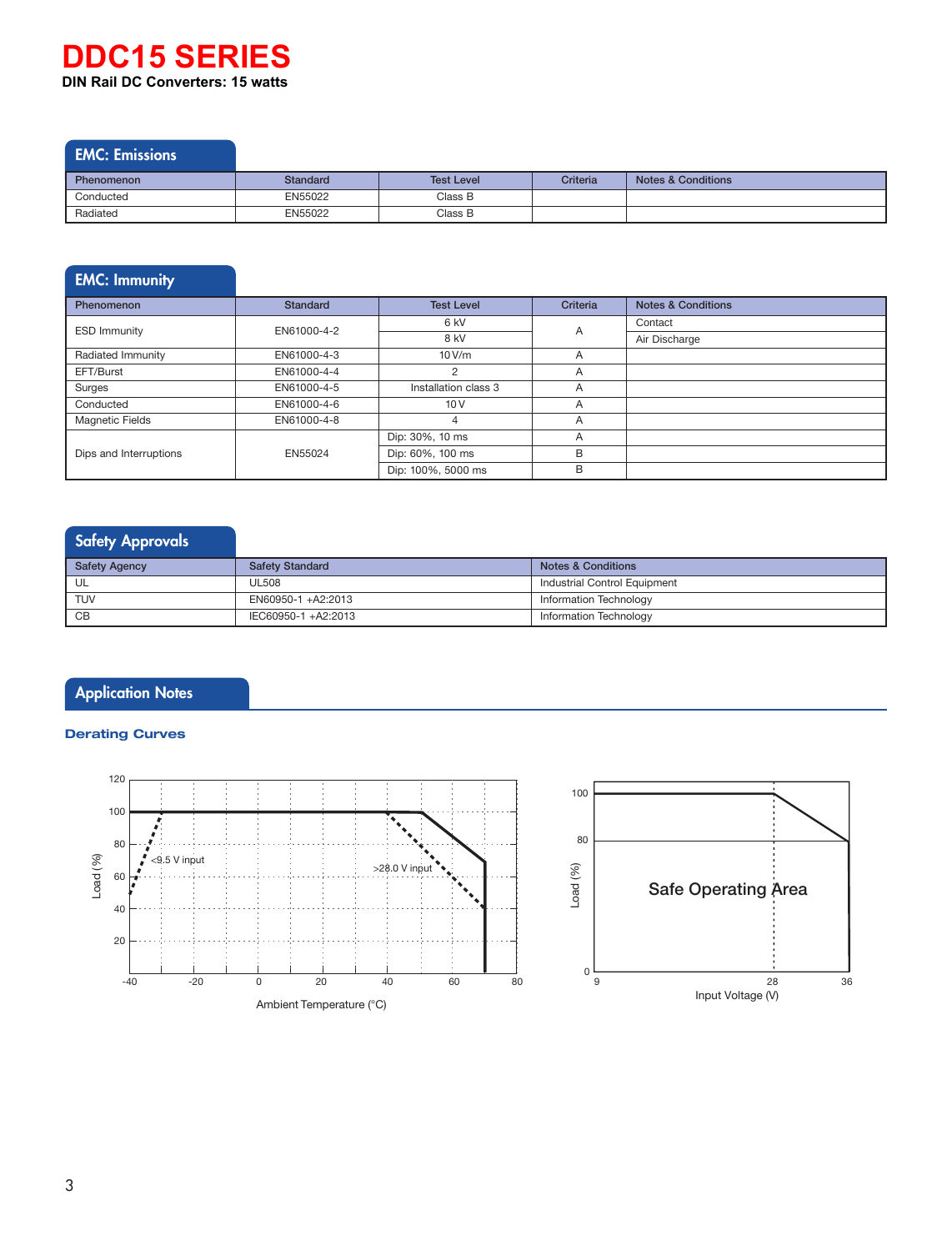# DDC15 SERIES

**DIN Rail DC Converters: 15 watts**

## EMC: Emissions

| Phenomenon | Standard | Test Level | Criteria | Notes & Conditions |
|---|---|---|---|---|
| Conducted | EN55022 | Class B | | |
| Radiated | EN55022 | Class B | | |

## EMC: Immunity

| Phenomenon | Standard | Test Level | Criteria | Notes & Conditions |
|---|---|---|---|---|
| ESD Immunity | EN61000-4-2 | 6 kV | A | Contact |
| | | 8 kV | | Air Discharge |
| Radiated Immunity | EN61000-4-3 | 10 V/m | A | |
| EFT/Burst | EN61000-4-4 | 2 | A | |
| Surges | EN61000-4-5 | Installation class 3 | A | |
| Conducted | EN61000-4-6 | 10 V | A | |
| Magnetic Fields | EN61000-4-8 | 4 | A | |
| Dips and Interruptions | EN55024 | Dip: 30%, 10 ms | A | |
| | | Dip: 60%, 100 ms | B | |
| | | Dip: 100%, 5000 ms | B | |

## Safety Approvals

| Safety Agency | Safety Standard | Notes & Conditions |
|---|---|---|
| UL | UL508 | Industrial Control Equipment |
| TUV | EN60950-1 +A2:2013 | Information Technology |
| CB | IEC60950-1 +A2:2013 | Information Technology |

## Application Notes

### Derating Curves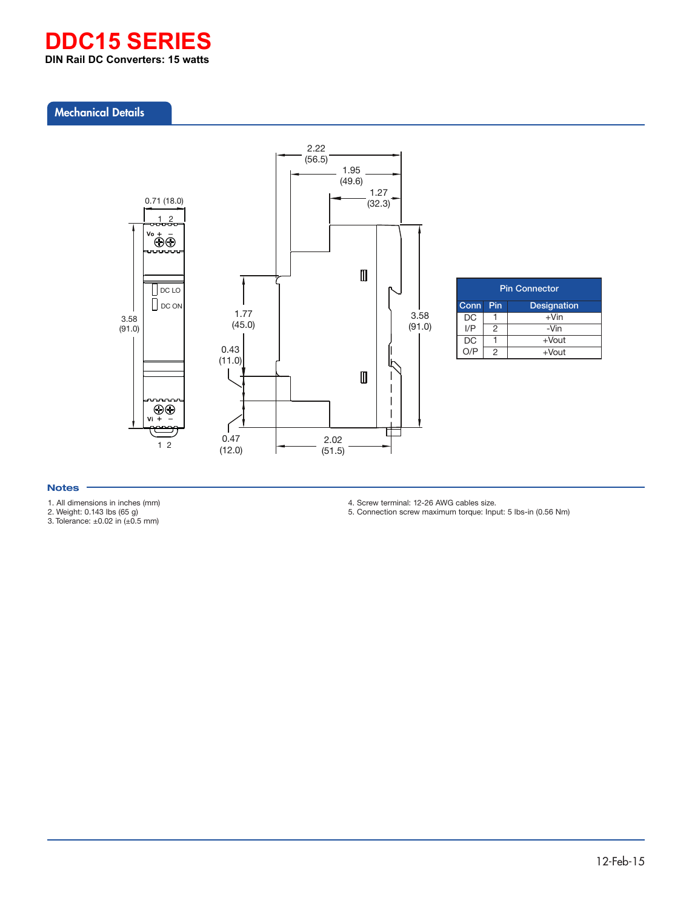# DDC15 SERIES

**DIN Rail DC Converters: 15 watts**

## Mechanical Details

0.71 (18.0)

1 2

Vo + –

DC LO

DC ON

3.58
(91.0)

Vi + –

1 2

2.22
(56.5)

1.95
(49.6)

1.27
(32.3)

1.77
(45.0)

0.43
(11.0)

0.47
(12.0)

2.02
(51.5)

3.58
(91.0)

| Pin Connector | | |
|---|---|---|
| Conn | Pin | Designation |
| DC I/P | 1 | +Vin |
| | 2 | -Vin |
| DC O/P | 1 | +Vout |
| | 2 | +Vout |

### Notes

1. All dimensions in inches (mm)
2. Weight: 0.143 lbs (65 g)
3. Tolerance: ±0.02 in (±0.5 mm)
4. Screw terminal: 12-26 AWG cables size.
5. Connection screw maximum torque: Input: 5 lbs-in (0.56 Nm)

12-Feb-15